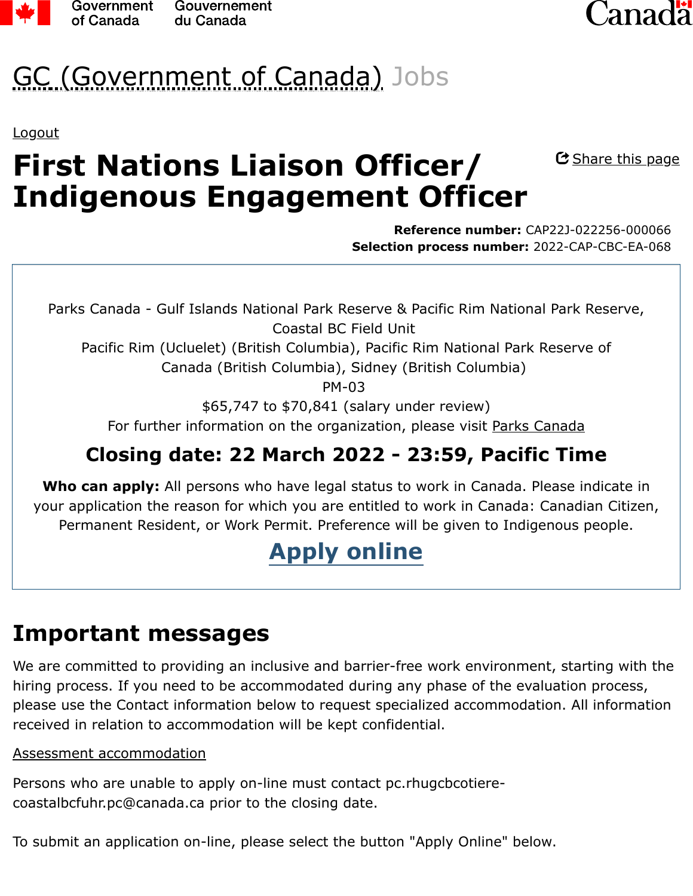Government of Canada Gouvernement du Canada

Canada

# GC (Government of Canada) Jobs

Logout

# First Nations Liaison Officer/ Indigenous Engagement Officer

Share this page

**Reference number:** CAP22J-022256-000066
**Selection process number:** 2022-CAP-CBC-EA-068

Parks Canada - Gulf Islands National Park Reserve & Pacific Rim National Park Reserve, Coastal BC Field Unit
Pacific Rim (Ucluelet) (British Columbia), Pacific Rim National Park Reserve of Canada (British Columbia), Sidney (British Columbia)
PM-03
$65,747 to $70,841 (salary under review)
For further information on the organization, please visit Parks Canada

**Closing date: 22 March 2022 - 23:59, Pacific Time**

**Who can apply:** All persons who have legal status to work in Canada. Please indicate in your application the reason for which you are entitled to work in Canada: Canadian Citizen, Permanent Resident, or Work Permit. Preference will be given to Indigenous people.

**Apply online**

## Important messages

We are committed to providing an inclusive and barrier-free work environment, starting with the hiring process. If you need to be accommodated during any phase of the evaluation process, please use the Contact information below to request specialized accommodation. All information received in relation to accommodation will be kept confidential.

Assessment accommodation

Persons who are unable to apply on-line must contact pc.rhugcbcotiere-coastalbcfuhr.pc@canada.ca prior to the closing date.

To submit an application on-line, please select the button "Apply Online" below.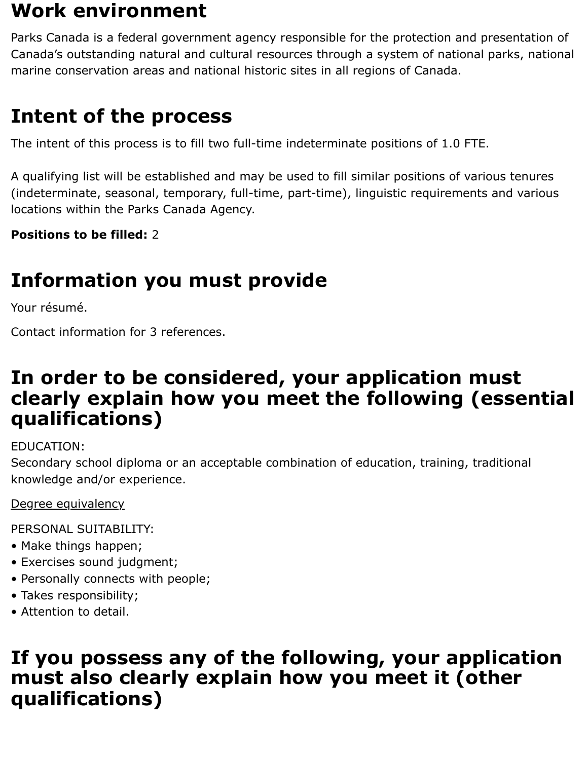## Work environment

Parks Canada is a federal government agency responsible for the protection and presentation of Canada's outstanding natural and cultural resources through a system of national parks, national marine conservation areas and national historic sites in all regions of Canada.

## Intent of the process

The intent of this process is to fill two full-time indeterminate positions of 1.0 FTE.

A qualifying list will be established and may be used to fill similar positions of various tenures (indeterminate, seasonal, temporary, full-time, part-time), linguistic requirements and various locations within the Parks Canada Agency.

**Positions to be filled:** 2

## Information you must provide

Your résumé.

Contact information for 3 references.

## In order to be considered, your application must clearly explain how you meet the following (essential qualifications)

EDUCATION:
Secondary school diploma or an acceptable combination of education, training, traditional knowledge and/or experience.

Degree equivalency

PERSONAL SUITABILITY:
- Make things happen;
- Exercises sound judgment;
- Personally connects with people;
- Takes responsibility;
- Attention to detail.

## If you possess any of the following, your application must also clearly explain how you meet it (other qualifications)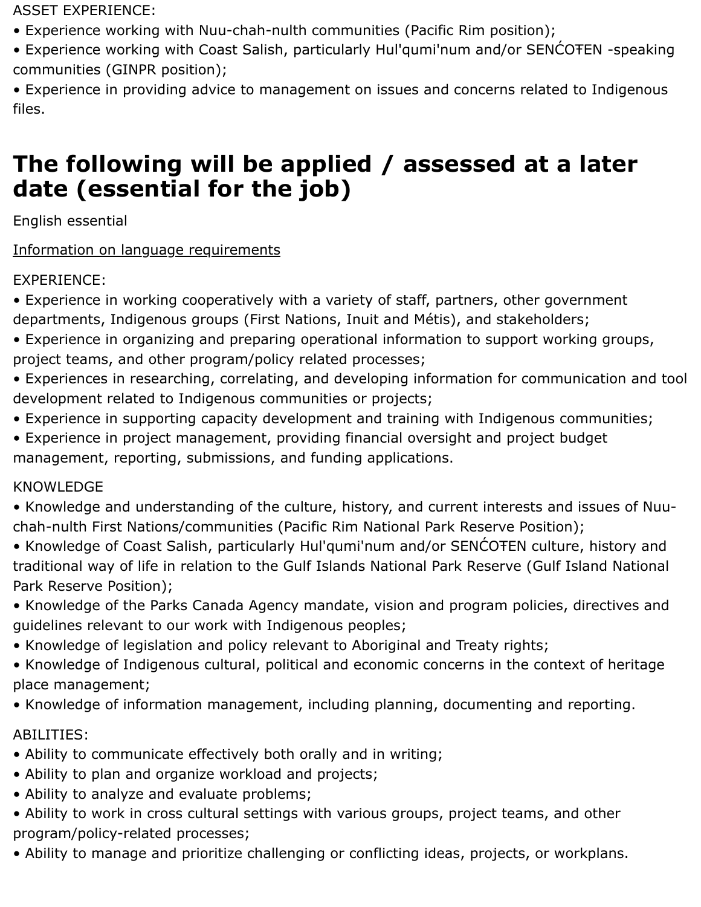ASSET EXPERIENCE:
• Experience working with Nuu-chah-nulth communities (Pacific Rim position);
• Experience working with Coast Salish, particularly Hul'qumi'num and/or SENĆOŦEN -speaking communities (GINPR position);
• Experience in providing advice to management on issues and concerns related to Indigenous files.

## The following will be applied / assessed at a later date (essential for the job)

English essential

Information on language requirements

EXPERIENCE:
• Experience in working cooperatively with a variety of staff, partners, other government departments, Indigenous groups (First Nations, Inuit and Métis), and stakeholders;
• Experience in organizing and preparing operational information to support working groups, project teams, and other program/policy related processes;
• Experiences in researching, correlating, and developing information for communication and tool development related to Indigenous communities or projects;
• Experience in supporting capacity development and training with Indigenous communities;
• Experience in project management, providing financial oversight and project budget management, reporting, submissions, and funding applications.

KNOWLEDGE
• Knowledge and understanding of the culture, history, and current interests and issues of Nuu-chah-nulth First Nations/communities (Pacific Rim National Park Reserve Position);
• Knowledge of Coast Salish, particularly Hul'qumi'num and/or SENĆOŦEN culture, history and traditional way of life in relation to the Gulf Islands National Park Reserve (Gulf Island National Park Reserve Position);
• Knowledge of the Parks Canada Agency mandate, vision and program policies, directives and guidelines relevant to our work with Indigenous peoples;
• Knowledge of legislation and policy relevant to Aboriginal and Treaty rights;
• Knowledge of Indigenous cultural, political and economic concerns in the context of heritage place management;
• Knowledge of information management, including planning, documenting and reporting.

ABILITIES:
• Ability to communicate effectively both orally and in writing;
• Ability to plan and organize workload and projects;
• Ability to analyze and evaluate problems;
• Ability to work in cross cultural settings with various groups, project teams, and other program/policy-related processes;
• Ability to manage and prioritize challenging or conflicting ideas, projects, or workplans.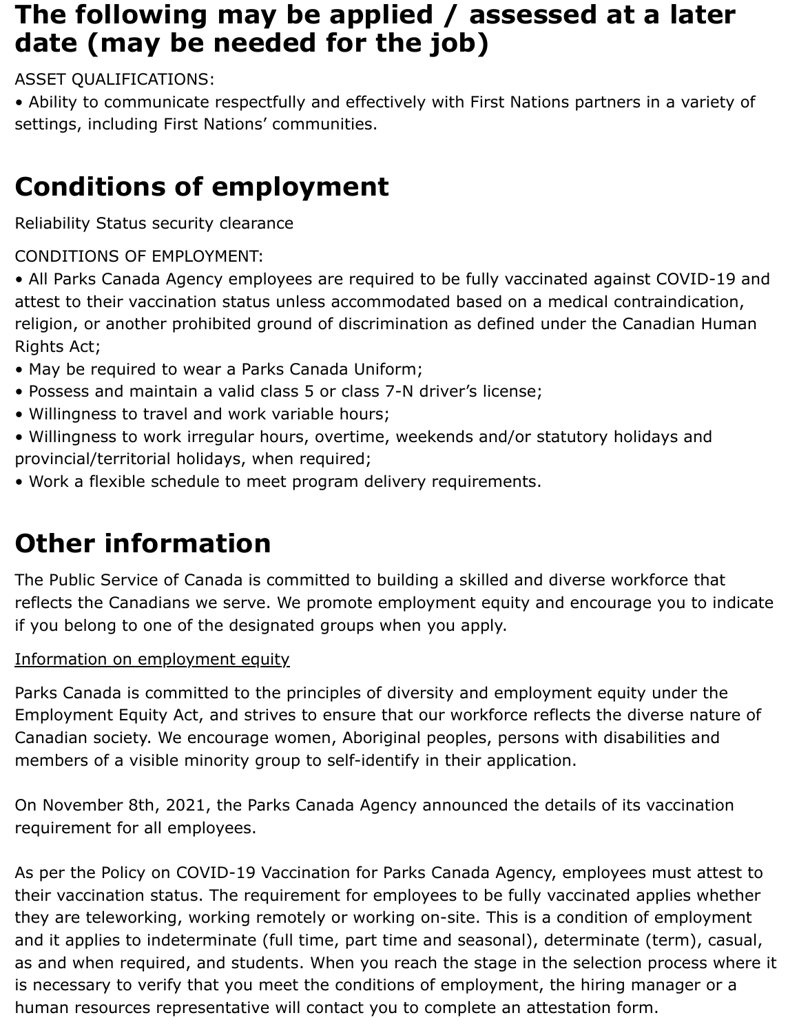## The following may be applied / assessed at a later date (may be needed for the job)

ASSET QUALIFICATIONS:
• Ability to communicate respectfully and effectively with First Nations partners in a variety of settings, including First Nations' communities.

## Conditions of employment

Reliability Status security clearance

CONDITIONS OF EMPLOYMENT:
• All Parks Canada Agency employees are required to be fully vaccinated against COVID-19 and attest to their vaccination status unless accommodated based on a medical contraindication, religion, or another prohibited ground of discrimination as defined under the Canadian Human Rights Act;
• May be required to wear a Parks Canada Uniform;
• Possess and maintain a valid class 5 or class 7-N driver's license;
• Willingness to travel and work variable hours;
• Willingness to work irregular hours, overtime, weekends and/or statutory holidays and provincial/territorial holidays, when required;
• Work a flexible schedule to meet program delivery requirements.

## Other information

The Public Service of Canada is committed to building a skilled and diverse workforce that reflects the Canadians we serve. We promote employment equity and encourage you to indicate if you belong to one of the designated groups when you apply.

Information on employment equity

Parks Canada is committed to the principles of diversity and employment equity under the Employment Equity Act, and strives to ensure that our workforce reflects the diverse nature of Canadian society. We encourage women, Aboriginal peoples, persons with disabilities and members of a visible minority group to self-identify in their application.

On November 8th, 2021, the Parks Canada Agency announced the details of its vaccination requirement for all employees.

As per the Policy on COVID-19 Vaccination for Parks Canada Agency, employees must attest to their vaccination status. The requirement for employees to be fully vaccinated applies whether they are teleworking, working remotely or working on-site. This is a condition of employment and it applies to indeterminate (full time, part time and seasonal), determinate (term), casual, as and when required, and students. When you reach the stage in the selection process where it is necessary to verify that you meet the conditions of employment, the hiring manager or a human resources representative will contact you to complete an attestation form.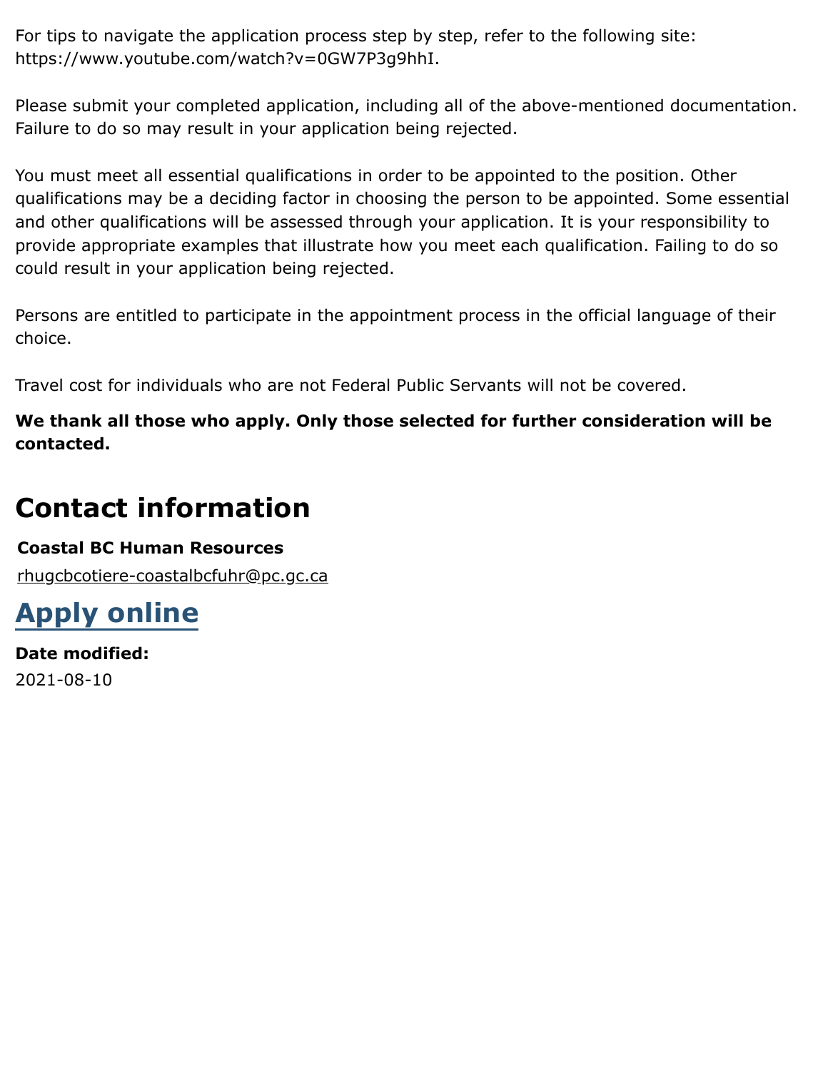For tips to navigate the application process step by step, refer to the following site: https://www.youtube.com/watch?v=0GW7P3g9hhI.

Please submit your completed application, including all of the above-mentioned documentation. Failure to do so may result in your application being rejected.

You must meet all essential qualifications in order to be appointed to the position. Other qualifications may be a deciding factor in choosing the person to be appointed. Some essential and other qualifications will be assessed through your application. It is your responsibility to provide appropriate examples that illustrate how you meet each qualification. Failing to do so could result in your application being rejected.

Persons are entitled to participate in the appointment process in the official language of their choice.

Travel cost for individuals who are not Federal Public Servants will not be covered.

**We thank all those who apply. Only those selected for further consideration will be contacted.**

## Contact information

**Coastal BC Human Resources**

rhugcbcotiere-coastalbcfuhr@pc.gc.ca

## Apply online

**Date modified:**

2021-08-10